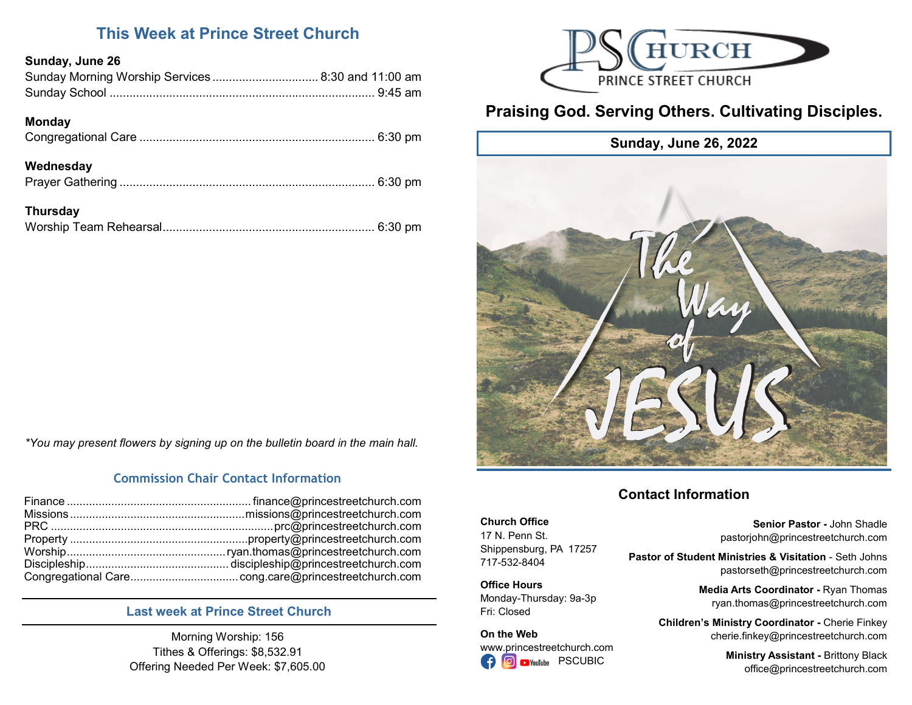## This Week at Prince Street Church

**Sunday, June 26**

Sunday Morning Worship Services ................................ 8:30 and 11:00 am
Sunday School ............................................................ 9:45 am

**Monday**

Congregational Care ...................................................... 6:30 pm

**Wednesday**

Prayer Gathering ........................................................... 6:30 pm

**Thursday**

Worship Team Rehearsal................................................ 6:30 pm

*\*You may present flowers by signing up on the bulletin board in the main hall.*

### Commission Chair Contact Information

Finance ......................................................... finance@princestreetchurch.com
Missions ...................................................... missions@princestreetchurch.com
PRC ................................................................... prc@princestreetchurch.com
Property ....................................................... property@princestreetchurch.com
Worship................................................. ryan.thomas@princestreetchurch.com
Discipleship............................................. discipleship@princestreetchurch.com
Congregational Care................................. cong.care@princestreetchurch.com

### Last week at Prince Street Church

Morning Worship: 156
Tithes & Offerings: $8,532.91
Offering Needed Per Week: $7,605.00

PS CHURCH
PRINCE STREET CHURCH

## Praising God. Serving Others. Cultivating Disciples.

**Sunday, June 26, 2022**

The Way of JESUS

### Contact Information

**Church Office**
17 N. Penn St.
Shippensburg, PA 17257
717-532-8404

**Office Hours**
Monday-Thursday: 9a-3p
Fri: Closed

**On the Web**
www.princestreetchurch.com
PSCUBIC

**Senior Pastor -** John Shadle
pastorjohn@princestreetchurch.com

**Pastor of Student Ministries & Visitation** - Seth Johns
pastorseth@princestreetchurch.com

**Media Arts Coordinator -** Ryan Thomas
ryan.thomas@princestreetchurch.com

**Children's Ministry Coordinator -** Cherie Finkey
cherie.finkey@princestreetchurch.com

**Ministry Assistant -** Brittony Black
office@princestreetchurch.com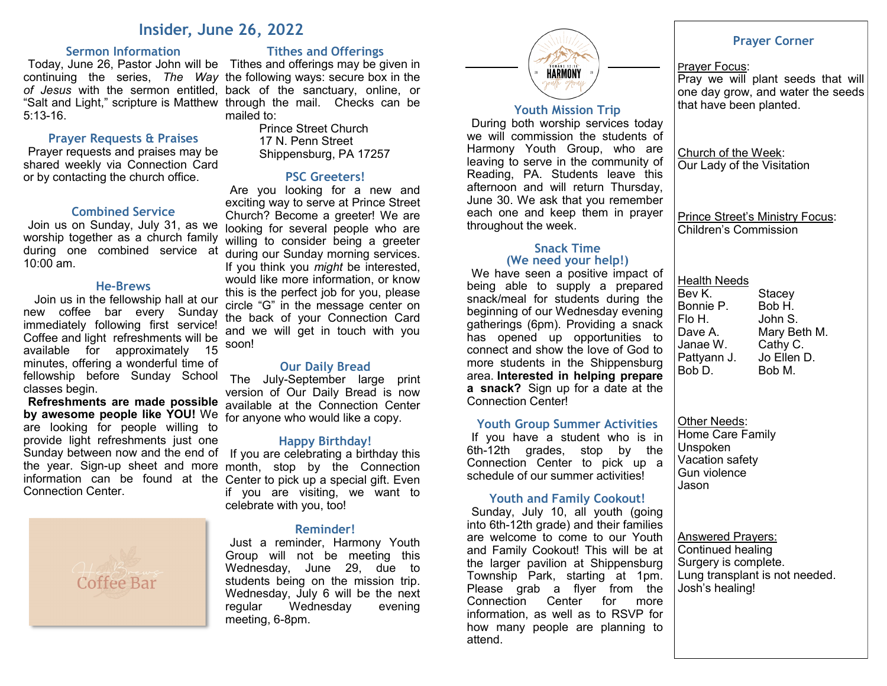# Insider, June 26, 2022

## Sermon Information

Today, June 26, Pastor John will be continuing the series, *The Way of Jesus* with the sermon entitled, "Salt and Light," scripture is Matthew 5:13-16.

## Prayer Requests & Praises

Prayer requests and praises may be shared weekly via Connection Card or by contacting the church office.

## Combined Service

Join us on Sunday, July 31, as we worship together as a church family during one combined service at 10:00 am.

## He-Brews

Join us in the fellowship hall at our new coffee bar every Sunday immediately following first service! Coffee and light refreshments will be available for approximately 15 minutes, offering a wonderful time of fellowship before Sunday School classes begin.

**Refreshments are made possible by awesome people like YOU!** We are looking for people willing to provide light refreshments just one Sunday between now and the end of the year. Sign-up sheet and more information can be found at the Connection Center.

He-Brews Coffee Bar

## Tithes and Offerings

Tithes and offerings may be given in the following ways: secure box in the back of the sanctuary, online, or through the mail. Checks can be mailed to:

Prince Street Church
17 N. Penn Street
Shippensburg, PA 17257

## PSC Greeters!

Are you looking for a new and exciting way to serve at Prince Street Church? Become a greeter! We are looking for several people who are willing to consider being a greeter during our Sunday morning services. If you think you *might* be interested, would like more information, or know this is the perfect job for you, please circle "G" in the message center on the back of your Connection Card and we will get in touch with you soon!

## Our Daily Bread

The July-September large print version of Our Daily Bread is now available at the Connection Center for anyone who would like a copy.

## Happy Birthday!

If you are celebrating a birthday this month, stop by the Connection Center to pick up a special gift. Even if you are visiting, we want to celebrate with you, too!

## Reminder!

Just a reminder, Harmony Youth Group will not be meeting this Wednesday, June 29, due to students being on the mission trip. Wednesday, July 6 will be the next regular Wednesday evening meeting, 6-8pm.

## Youth Mission Trip

During both worship services today we will commission the students of Harmony Youth Group, who are leaving to serve in the community of Reading, PA. Students leave this afternoon and will return Thursday, June 30. We ask that you remember each one and keep them in prayer throughout the week.

## Snack Time (We need your help!)

We have seen a positive impact of being able to supply a prepared snack/meal for students during the beginning of our Wednesday evening gatherings (6pm). Providing a snack has opened up opportunities to connect and show the love of God to more students in the Shippensburg area. **Interested in helping prepare a snack?** Sign up for a date at the Connection Center!

## Youth Group Summer Activities

If you have a student who is in 6th-12th grades, stop by the Connection Center to pick up a schedule of our summer activities!

## Youth and Family Cookout!

Sunday, July 10, all youth (going into 6th-12th grade) and their families are welcome to come to our Youth and Family Cookout! This will be at the larger pavilion at Shippensburg Township Park, starting at 1pm. Please grab a flyer from the Connection Center for more information, as well as to RSVP for how many people are planning to attend.

## Prayer Corner

Prayer Focus:
Pray we will plant seeds that will one day grow, and water the seeds that have been planted.

Church of the Week:
Our Lady of the Visitation

Prince Street's Ministry Focus:
Children's Commission

Health Needs

| | |
|---|---|
| Bev K. | Stacey |
| Bonnie P. | Bob H. |
| Flo H. | John S. |
| Dave A. | Mary Beth M. |
| Janae W. | Cathy C. |
| Pattyann J. | Jo Ellen D. |
| Bob D. | Bob M. |

Other Needs:
Home Care Family
Unspoken
Vacation safety
Gun violence
Jason

Answered Prayers:
Continued healing
Surgery is complete.
Lung transplant is not needed.
Josh's healing!